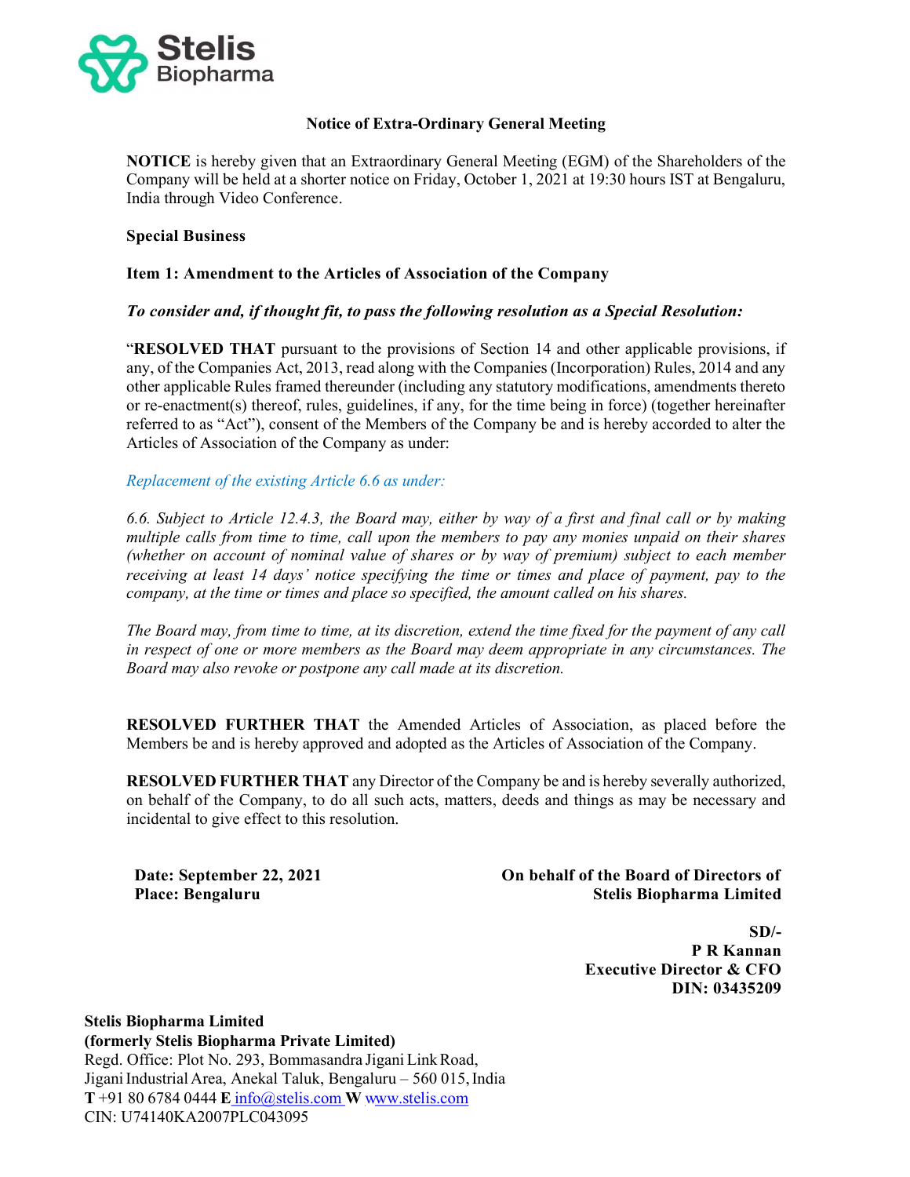Stelis Biopharma

## Notice of Extra-Ordinary General Meeting

**NOTICE** is hereby given that an Extraordinary General Meeting (EGM) of the Shareholders of the Company will be held at a shorter notice on Friday, October 1, 2021 at 19:30 hours IST at Bengaluru, India through Video Conference.

**Special Business**

**Item 1: Amendment to the Articles of Association of the Company**

***To consider and, if thought fit, to pass the following resolution as a Special Resolution:***

"**RESOLVED THAT** pursuant to the provisions of Section 14 and other applicable provisions, if any, of the Companies Act, 2013, read along with the Companies (Incorporation) Rules, 2014 and any other applicable Rules framed thereunder (including any statutory modifications, amendments thereto or re-enactment(s) thereof, rules, guidelines, if any, for the time being in force) (together hereinafter referred to as "Act"), consent of the Members of the Company be and is hereby accorded to alter the Articles of Association of the Company as under:

*Replacement of the existing Article 6.6 as under:*

*6.6. Subject to Article 12.4.3, the Board may, either by way of a first and final call or by making multiple calls from time to time, call upon the members to pay any monies unpaid on their shares (whether on account of nominal value of shares or by way of premium) subject to each member receiving at least 14 days' notice specifying the time or times and place of payment, pay to the company, at the time or times and place so specified, the amount called on his shares.*

*The Board may, from time to time, at its discretion, extend the time fixed for the payment of any call in respect of one or more members as the Board may deem appropriate in any circumstances. The Board may also revoke or postpone any call made at its discretion.*

**RESOLVED FURTHER THAT** the Amended Articles of Association, as placed before the Members be and is hereby approved and adopted as the Articles of Association of the Company.

**RESOLVED FURTHER THAT** any Director of the Company be and is hereby severally authorized, on behalf of the Company, to do all such acts, matters, deeds and things as may be necessary and incidental to give effect to this resolution.

**Date: September 22, 2021**
**Place: Bengaluru**

**On behalf of the Board of Directors of**
**Stelis Biopharma Limited**

**SD/-**
**P R Kannan**
**Executive Director & CFO**
**DIN: 03435209**

**Stelis Biopharma Limited**
**(formerly Stelis Biopharma Private Limited)**
Regd. Office: Plot No. 293, Bommasandra Jigani Link Road,
Jigani Industrial Area, Anekal Taluk, Bengaluru – 560 015, India
**T** +91 80 6784 0444 **E** info@stelis.com **W** www.stelis.com
CIN: U74140KA2007PLC043095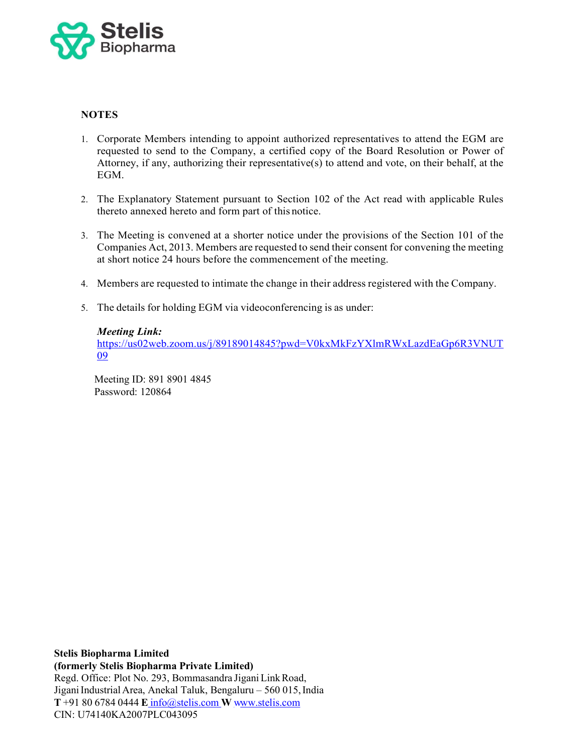## NOTES

1. Corporate Members intending to appoint authorized representatives to attend the EGM are requested to send to the Company, a certified copy of the Board Resolution or Power of Attorney, if any, authorizing their representative(s) to attend and vote, on their behalf, at the EGM.

2. The Explanatory Statement pursuant to Section 102 of the Act read with applicable Rules thereto annexed hereto and form part of this notice.

3. The Meeting is convened at a shorter notice under the provisions of the Section 101 of the Companies Act, 2013. Members are requested to send their consent for convening the meeting at short notice 24 hours before the commencement of the meeting.

4. Members are requested to intimate the change in their address registered with the Company.

5. The details for holding EGM via videoconferencing is as under:

   ***Meeting Link:***
   https://us02web.zoom.us/j/89189014845?pwd=V0kxMkFzYXlmRWxLazdEaGp6R3VNUT09

   Meeting ID: 891 8901 4845
   Password: 120864

**Stelis Biopharma Limited**
**(formerly Stelis Biopharma Private Limited)**
Regd. Office: Plot No. 293, Bommasandra Jigani Link Road,
Jigani Industrial Area, Anekal Taluk, Bengaluru – 560 015, India
**T** +91 80 6784 0444 **E** info@stelis.com **W** www.stelis.com
CIN: U74140KA2007PLC043095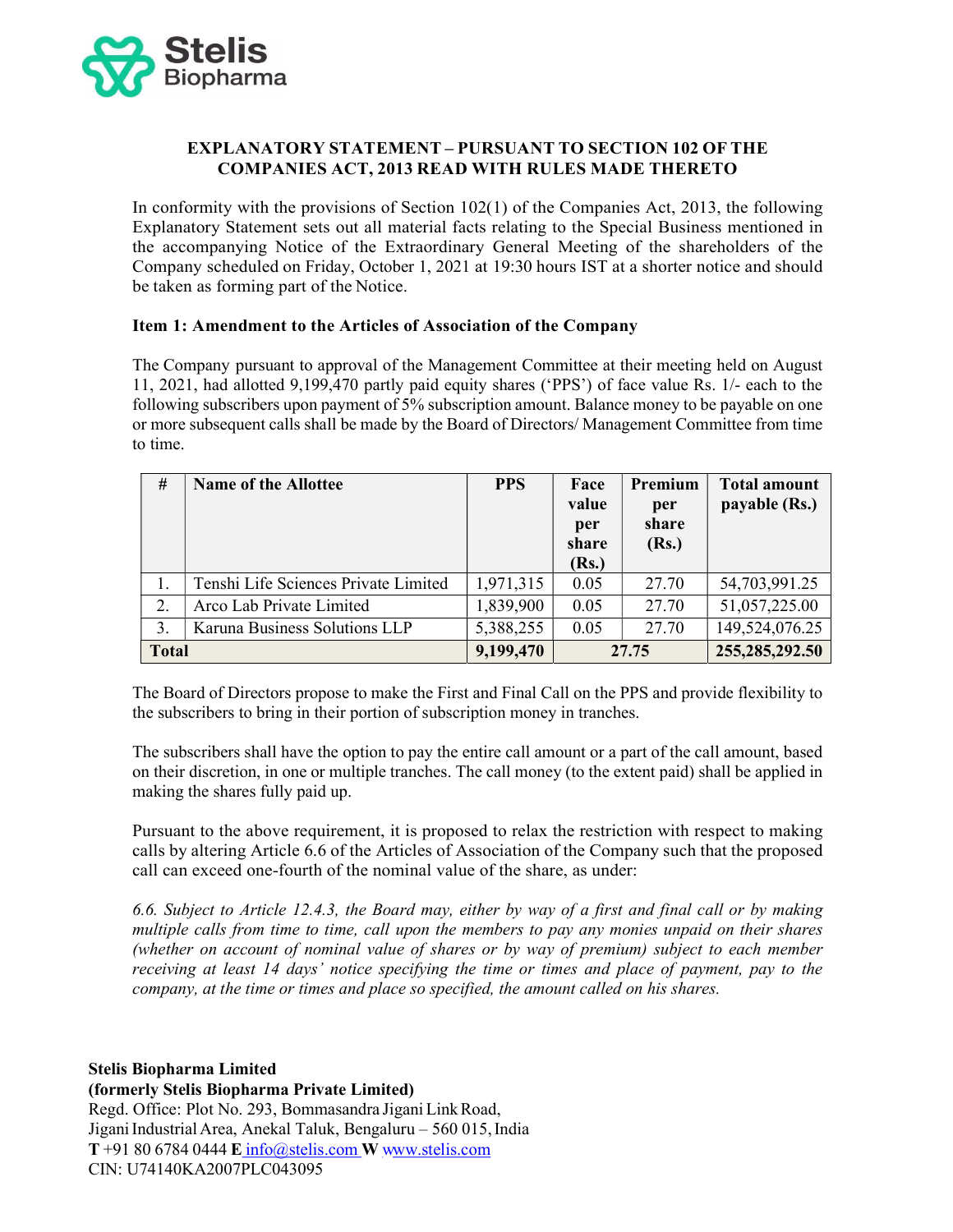## EXPLANATORY STATEMENT – PURSUANT TO SECTION 102 OF THE COMPANIES ACT, 2013 READ WITH RULES MADE THERETO

In conformity with the provisions of Section 102(1) of the Companies Act, 2013, the following Explanatory Statement sets out all material facts relating to the Special Business mentioned in the accompanying Notice of the Extraordinary General Meeting of the shareholders of the Company scheduled on Friday, October 1, 2021 at 19:30 hours IST at a shorter notice and should be taken as forming part of the Notice.

### Item 1: Amendment to the Articles of Association of the Company

The Company pursuant to approval of the Management Committee at their meeting held on August 11, 2021, had allotted 9,199,470 partly paid equity shares ('PPS') of face value Rs. 1/- each to the following subscribers upon payment of 5% subscription amount. Balance money to be payable on one or more subsequent calls shall be made by the Board of Directors/ Management Committee from time to time.

| # | Name of the Allottee | PPS | Face value per share (Rs.) | Premium per share (Rs.) | Total amount payable (Rs.) |
|---|---|---|---|---|---|
| 1. | Tenshi Life Sciences Private Limited | 1,971,315 | 0.05 | 27.70 | 54,703,991.25 |
| 2. | Arco Lab Private Limited | 1,839,900 | 0.05 | 27.70 | 51,057,225.00 |
| 3. | Karuna Business Solutions LLP | 5,388,255 | 0.05 | 27.70 | 149,524,076.25 |
| **Total** | | **9,199,470** | **27.75** | | **255,285,292.50** |

The Board of Directors propose to make the First and Final Call on the PPS and provide flexibility to the subscribers to bring in their portion of subscription money in tranches.

The subscribers shall have the option to pay the entire call amount or a part of the call amount, based on their discretion, in one or multiple tranches. The call money (to the extent paid) shall be applied in making the shares fully paid up.

Pursuant to the above requirement, it is proposed to relax the restriction with respect to making calls by altering Article 6.6 of the Articles of Association of the Company such that the proposed call can exceed one-fourth of the nominal value of the share, as under:

*6.6. Subject to Article 12.4.3, the Board may, either by way of a first and final call or by making multiple calls from time to time, call upon the members to pay any monies unpaid on their shares (whether on account of nominal value of shares or by way of premium) subject to each member receiving at least 14 days' notice specifying the time or times and place of payment, pay to the company, at the time or times and place so specified, the amount called on his shares.*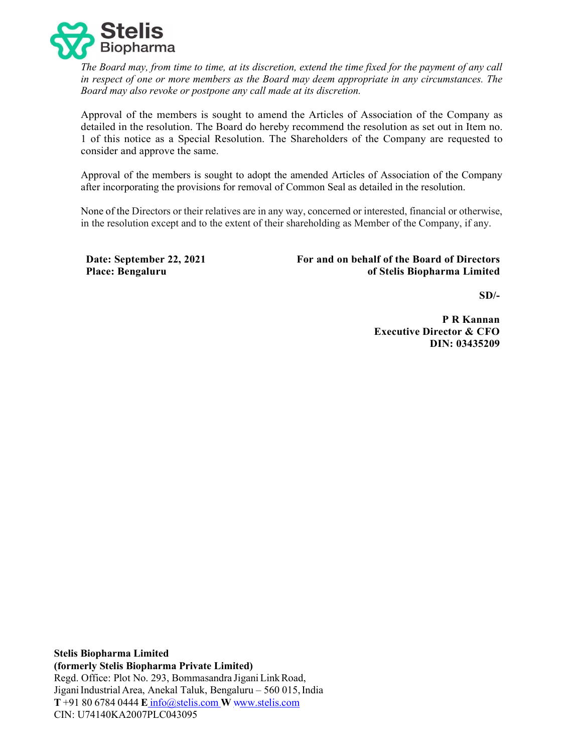*The Board may, from time to time, at its discretion, extend the time fixed for the payment of any call in respect of one or more members as the Board may deem appropriate in any circumstances. The Board may also revoke or postpone any call made at its discretion.*

Approval of the members is sought to amend the Articles of Association of the Company as detailed in the resolution. The Board do hereby recommend the resolution as set out in Item no. 1 of this notice as a Special Resolution. The Shareholders of the Company are requested to consider and approve the same.

Approval of the members is sought to adopt the amended Articles of Association of the Company after incorporating the provisions for removal of Common Seal as detailed in the resolution.

None of the Directors or their relatives are in any way, concerned or interested, financial or otherwise, in the resolution except and to the extent of their shareholding as Member of the Company, if any.

**Date: September 22, 2021**
**Place: Bengaluru**

**For and on behalf of the Board of Directors**
**of Stelis Biopharma Limited**

**SD/-**

**P R Kannan**
**Executive Director & CFO**
**DIN: 03435209**

**Stelis Biopharma Limited**
**(formerly Stelis Biopharma Private Limited)**
Regd. Office: Plot No. 293, Bommasandra Jigani Link Road,
Jigani Industrial Area, Anekal Taluk, Bengaluru – 560 015, India
**T** +91 80 6784 0444 **E** info@stelis.com **W** www.stelis.com
CIN: U74140KA2007PLC043095